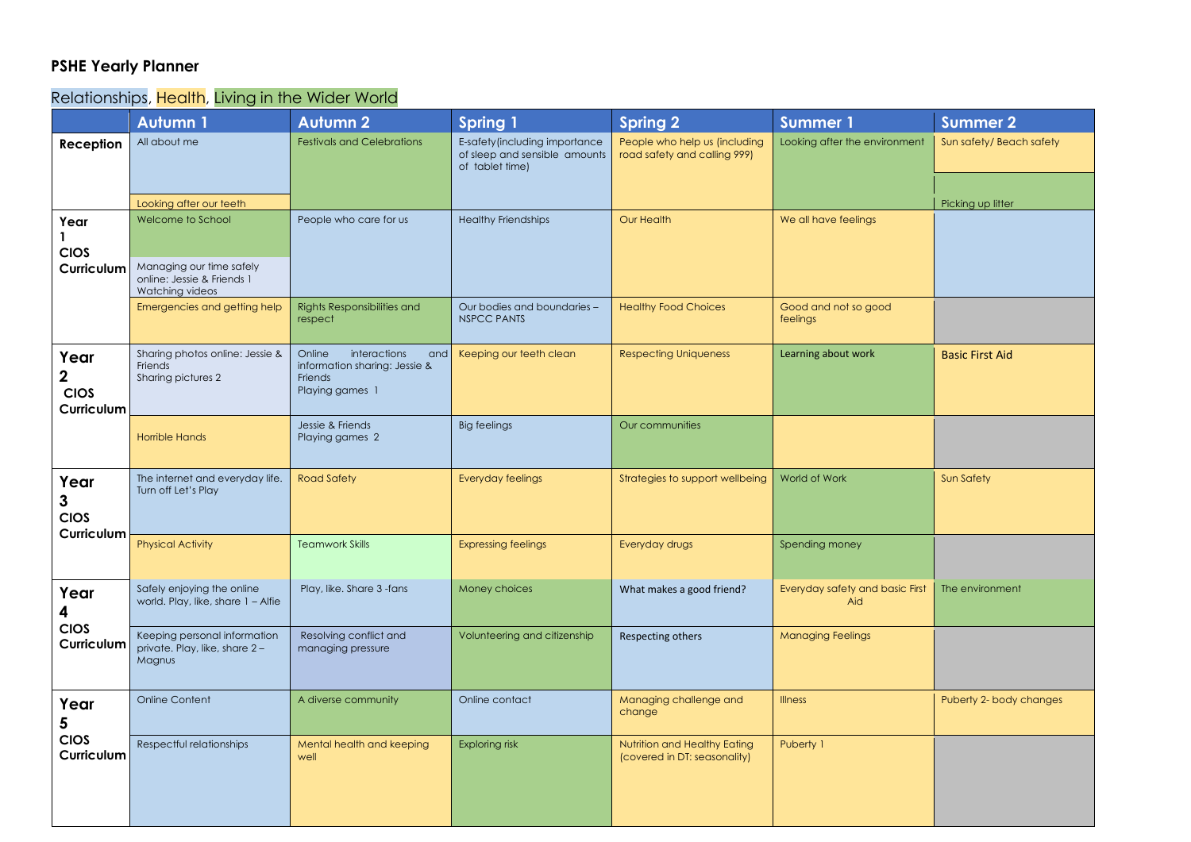## PSHE Yearly Planner

Relationships, Health, Living in the Wider World

| | Autumn 1 | Autumn 2 | Spring 1 | Spring 2 | Summer 1 | Summer 2 |
|---|---|---|---|---|---|---|
| **Reception** | All about me<br>Looking after our teeth | Festivals and Celebrations | E-safety(including importance of sleep and sensible amounts of tablet time) | People who help us (including road safety and calling 999) | Looking after the environment | Sun safety/ Beach safety<br>Picking up litter |
| **Year 1 CIOS Curriculum** | Welcome to School<br>Managing our time safely online: Jessie & Friends 1 Watching videos | People who care for us | Healthy Friendships | Our Health | We all have feelings | |
| | Emergencies and getting help | Rights Responsibilities and respect | Our bodies and boundaries – NSPCC PANTS | Healthy Food Choices | Good and not so good feelings | |
| **Year 2 CIOS Curriculum** | Sharing photos online: Jessie & Friends<br>Sharing pictures 2 | Online interactions and information sharing: Jessie & Friends<br>Playing games 1 | Keeping our teeth clean | Respecting Uniqueness | Learning about work | Basic First Aid |
| | Horrible Hands | Jessie & Friends<br>Playing games 2 | Big feelings | Our communities | | |
| **Year 3 CIOS Curriculum** | The internet and everyday life. Turn off Let's Play | Road Safety | Everyday feelings | Strategies to support wellbeing | World of Work | Sun Safety |
| | Physical Activity | Teamwork Skills | Expressing feelings | Everyday drugs | Spending money | |
| **Year 4 CIOS Curriculum** | Safely enjoying the online world. Play, like, share 1 – Alfie | Play, like. Share 3 -fans | Money choices | What makes a good friend? | Everyday safety and basic First Aid | The environment |
| | Keeping personal information private. Play, like, share 2 – Magnus | Resolving conflict and managing pressure | Volunteering and citizenship | Respecting others | Managing Feelings | |
| **Year 5 CIOS Curriculum** | Online Content | A diverse community | Online contact | Managing challenge and change | Illness | Puberty 2- body changes |
| | Respectful relationships | Mental health and keeping well | Exploring risk | Nutrition and Healthy Eating (covered in DT: seasonality) | Puberty 1 | |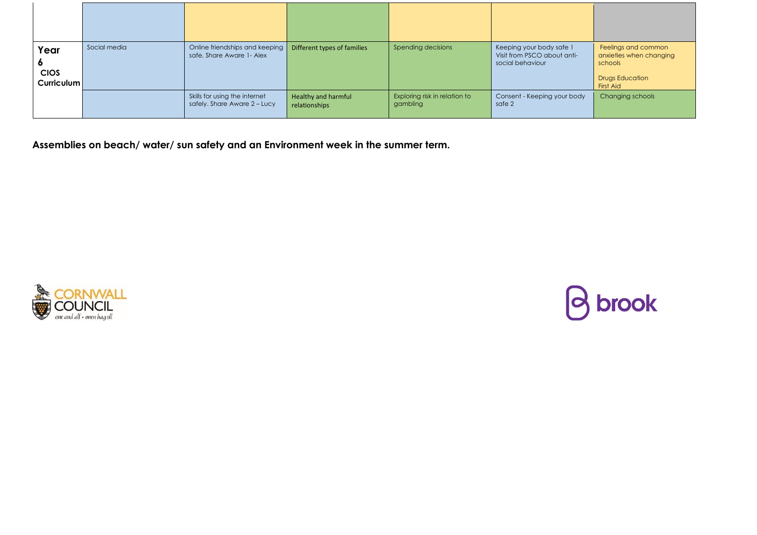| | | | | | | |
|---|---|---|---|---|---|---|
| | | | | | | |
| **Year 6 CIOS Curriculum** | Social media | Online friendships and keeping safe. Share Aware 1- Alex | Different types of families | Spending decisions | Keeping your body safe 1<br>Visit from PSCO about anti-social behaviour | Feelings and common anxieties when changing schools<br><br>Drugs Education<br>First Aid |
| | | Skills for using the internet safely. Share Aware 2 – Lucy | Healthy and harmful relationships | Exploring risk in relation to gambling | Consent - Keeping your body safe 2 | Changing schools |

**Assemblies on beach/ water/ sun safety and an Environment week in the summer term.**